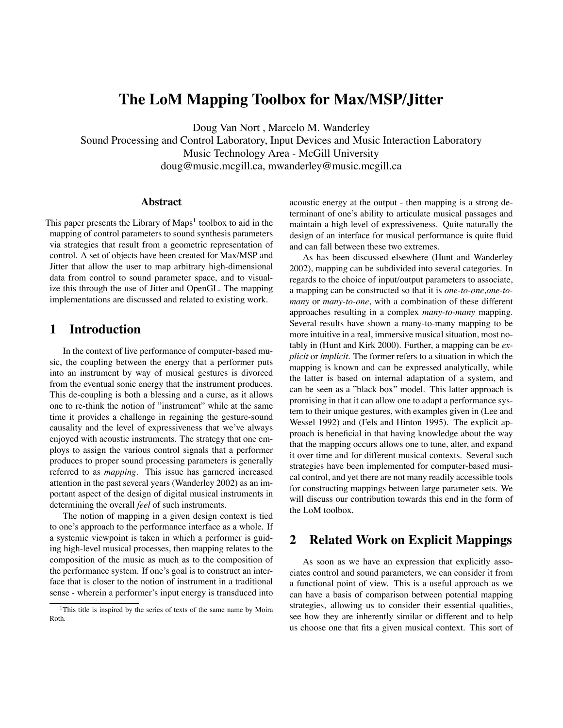# The LoM Mapping Toolbox for Max/MSP/Jitter

Doug Van Nort , Marcelo M. Wanderley
Sound Processing and Control Laboratory, Input Devices and Music Interaction Laboratory
Music Technology Area - McGill University
doug@music.mcgill.ca, mwanderley@music.mcgill.ca

### Abstract

This paper presents the Library of Maps[1] toolbox to aid in the mapping of control parameters to sound synthesis parameters via strategies that result from a geometric representation of control. A set of objects have been created for Max/MSP and Jitter that allow the user to map arbitrary high-dimensional data from control to sound parameter space, and to visualize this through the use of Jitter and OpenGL. The mapping implementations are discussed and related to existing work.

## 1 Introduction

In the context of live performance of computer-based music, the coupling between the energy that a performer puts into an instrument by way of musical gestures is divorced from the eventual sonic energy that the instrument produces. This de-coupling is both a blessing and a curse, as it allows one to re-think the notion of "instrument" while at the same time it provides a challenge in regaining the gesture-sound causality and the level of expressiveness that we've always enjoyed with acoustic instruments. The strategy that one employs to assign the various control signals that a performer produces to proper sound processing parameters is generally referred to as *mapping*. This issue has garnered increased attention in the past several years (Wanderley 2002) as an important aspect of the design of digital musical instruments in determining the overall *feel* of such instruments.

The notion of mapping in a given design context is tied to one's approach to the performance interface as a whole. If a systemic viewpoint is taken in which a performer is guiding high-level musical processes, then mapping relates to the composition of the music as much as to the composition of the performance system. If one's goal is to construct an interface that is closer to the notion of instrument in a traditional sense - wherein a performer's input energy is transduced into acoustic energy at the output - then mapping is a strong determinant of one's ability to articulate musical passages and maintain a high level of expressiveness. Quite naturally the design of an interface for musical performance is quite fluid and can fall between these two extremes.

As has been discussed elsewhere (Hunt and Wanderley 2002), mapping can be subdivided into several categories. In regards to the choice of input/output parameters to associate, a mapping can be constructed so that it is *one-to-one*,*one-to-many* or *many-to-one*, with a combination of these different approaches resulting in a complex *many-to-many* mapping. Several results have shown a many-to-many mapping to be more intuitive in a real, immersive musical situation, most notably in (Hunt and Kirk 2000). Further, a mapping can be *explicit* or *implicit*. The former refers to a situation in which the mapping is known and can be expressed analytically, while the latter is based on internal adaptation of a system, and can be seen as a "black box" model. This latter approach is promising in that it can allow one to adapt a performance system to their unique gestures, with examples given in (Lee and Wessel 1992) and (Fels and Hinton 1995). The explicit approach is beneficial in that having knowledge about the way that the mapping occurs allows one to tune, alter, and expand it over time and for different musical contexts. Several such strategies have been implemented for computer-based musical control, and yet there are not many readily accessible tools for constructing mappings between large parameter sets. We will discuss our contribution towards this end in the form of the LoM toolbox.

## 2 Related Work on Explicit Mappings

As soon as we have an expression that explicitly associates control and sound parameters, we can consider it from a functional point of view. This is a useful approach as we can have a basis of comparison between potential mapping strategies, allowing us to consider their essential qualities, see how they are inherently similar or different and to help us choose one that fits a given musical context. This sort of

[1]This title is inspired by the series of texts of the same name by Moira Roth.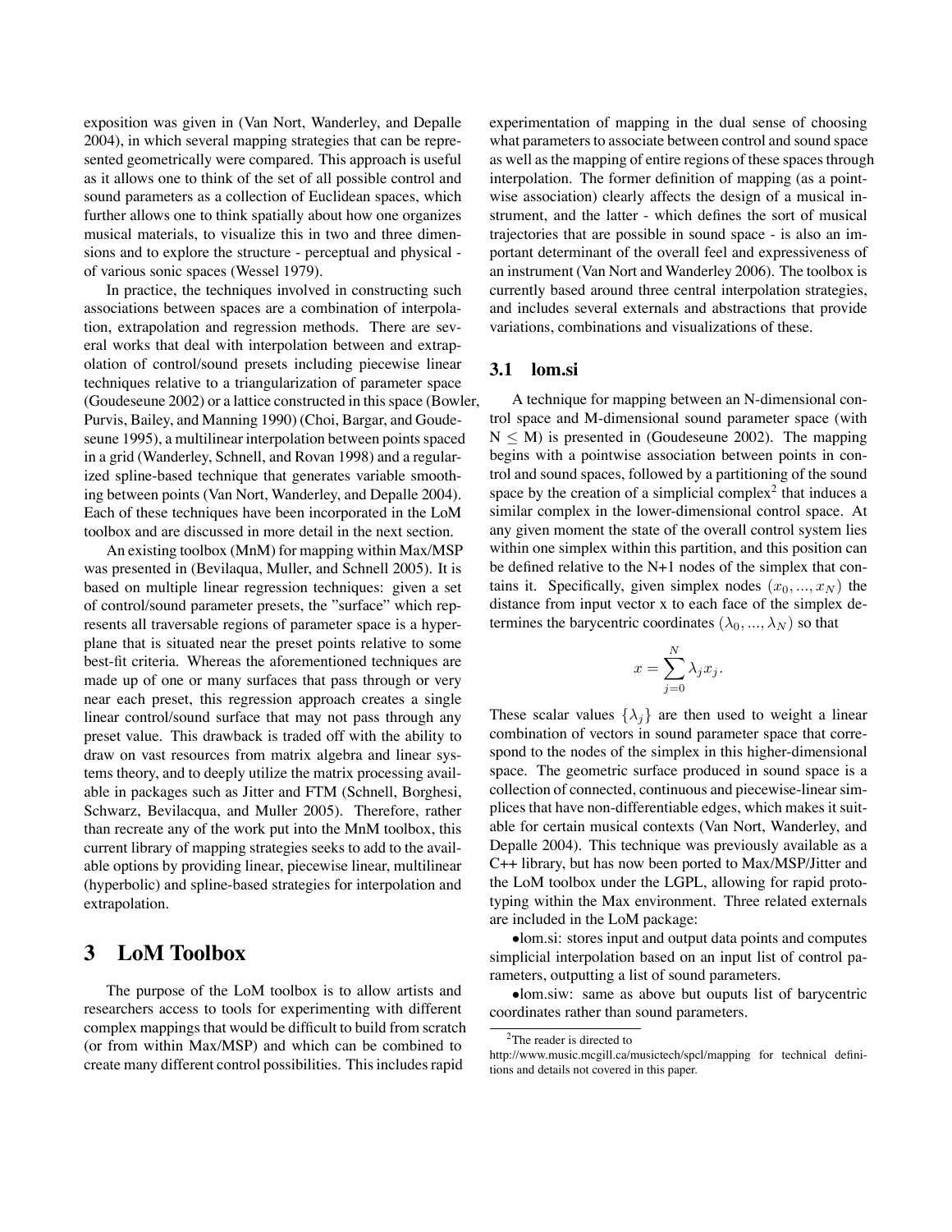exposition was given in (Van Nort, Wanderley, and Depalle 2004), in which several mapping strategies that can be represented geometrically were compared. This approach is useful as it allows one to think of the set of all possible control and sound parameters as a collection of Euclidean spaces, which further allows one to think spatially about how one organizes musical materials, to visualize this in two and three dimensions and to explore the structure - perceptual and physical - of various sonic spaces (Wessel 1979).

In practice, the techniques involved in constructing such associations between spaces are a combination of interpolation, extrapolation and regression methods. There are several works that deal with interpolation between and extrapolation of control/sound presets including piecewise linear techniques relative to a triangularization of parameter space (Goudeseune 2002) or a lattice constructed in this space (Bowler, Purvis, Bailey, and Manning 1990) (Choi, Bargar, and Goudeseune 1995), a multilinear interpolation between points spaced in a grid (Wanderley, Schnell, and Rovan 1998) and a regularized spline-based technique that generates variable smoothing between points (Van Nort, Wanderley, and Depalle 2004). Each of these techniques have been incorporated in the LoM toolbox and are discussed in more detail in the next section.

An existing toolbox (MnM) for mapping within Max/MSP was presented in (Bevilaqua, Muller, and Schnell 2005). It is based on multiple linear regression techniques: given a set of control/sound parameter presets, the "surface" which represents all traversable regions of parameter space is a hyperplane that is situated near the preset points relative to some best-fit criteria. Whereas the aforementioned techniques are made up of one or many surfaces that pass through or very near each preset, this regression approach creates a single linear control/sound surface that may not pass through any preset value. This drawback is traded off with the ability to draw on vast resources from matrix algebra and linear systems theory, and to deeply utilize the matrix processing available in packages such as Jitter and FTM (Schnell, Borghesi, Schwarz, Bevilacqua, and Muller 2005). Therefore, rather than recreate any of the work put into the MnM toolbox, this current library of mapping strategies seeks to add to the available options by providing linear, piecewise linear, multilinear (hyperbolic) and spline-based strategies for interpolation and extrapolation.

# 3 LoM Toolbox

The purpose of the LoM toolbox is to allow artists and researchers access to tools for experimenting with different complex mappings that would be difficult to build from scratch (or from within Max/MSP) and which can be combined to create many different control possibilities. This includes rapid experimentation of mapping in the dual sense of choosing what parameters to associate between control and sound space as well as the mapping of entire regions of these spaces through interpolation. The former definition of mapping (as a pointwise association) clearly affects the design of a musical instrument, and the latter - which defines the sort of musical trajectories that are possible in sound space - is also an important determinant of the overall feel and expressiveness of an instrument (Van Nort and Wanderley 2006). The toolbox is currently based around three central interpolation strategies, and includes several externals and abstractions that provide variations, combinations and visualizations of these.

## 3.1 lom.si

A technique for mapping between an N-dimensional control space and M-dimensional sound parameter space (with $N \leq M$) is presented in (Goudeseune 2002). The mapping begins with a pointwise association between points in control and sound spaces, followed by a partitioning of the sound space by the creation of a simplicial complex[2] that induces a similar complex in the lower-dimensional control space. At any given moment the state of the overall control system lies within one simplex within this partition, and this position can be defined relative to the N+1 nodes of the simplex that contains it. Specifically, given simplex nodes $(x_0, ..., x_N)$ the distance from input vector x to each face of the simplex determines the barycentric coordinates $(\lambda_0, ..., \lambda_N)$ so that

$$x = \sum_{j=0}^{N} \lambda_j x_j.$$

These scalar values $\{\lambda_j\}$ are then used to weight a linear combination of vectors in sound parameter space that correspond to the nodes of the simplex in this higher-dimensional space. The geometric surface produced in sound space is a collection of connected, continuous and piecewise-linear simplices that have non-differentiable edges, which makes it suitable for certain musical contexts (Van Nort, Wanderley, and Depalle 2004). This technique was previously available as a C++ library, but has now been ported to Max/MSP/Jitter and the LoM toolbox under the LGPL, allowing for rapid prototyping within the Max environment. Three related externals are included in the LoM package:

- lom.si: stores input and output data points and computes simplicial interpolation based on an input list of control parameters, outputting a list of sound parameters.
- lom.siw: same as above but ouputs list of barycentric coordinates rather than sound parameters.

[2] The reader is directed to http://www.music.mcgill.ca/musictech/spcl/mapping for technical definitions and details not covered in this paper.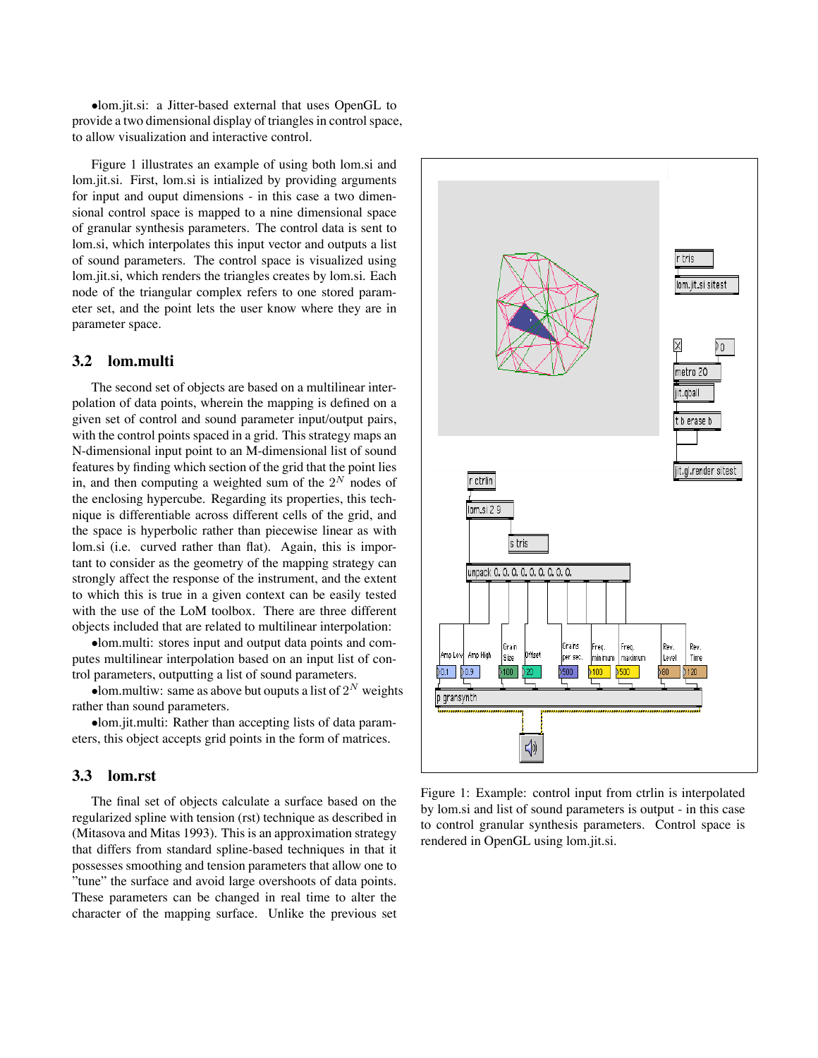•lom.jit.si: a Jitter-based external that uses OpenGL to provide a two dimensional display of triangles in control space, to allow visualization and interactive control.

Figure 1 illustrates an example of using both lom.si and lom.jit.si. First, lom.si is intialized by providing arguments for input and ouput dimensions - in this case a two dimensional control space is mapped to a nine dimensional space of granular synthesis parameters. The control data is sent to lom.si, which interpolates this input vector and outputs a list of sound parameters. The control space is visualized using lom.jit.si, which renders the triangles creates by lom.si. Each node of the triangular complex refers to one stored parameter set, and the point lets the user know where they are in parameter space.

## 3.2 lom.multi

The second set of objects are based on a multilinear interpolation of data points, wherein the mapping is defined on a given set of control and sound parameter input/output pairs, with the control points spaced in a grid. This strategy maps an N-dimensional input point to an M-dimensional list of sound features by finding which section of the grid that the point lies in, and then computing a weighted sum of the $2^N$ nodes of the enclosing hypercube. Regarding its properties, this technique is differentiable across different cells of the grid, and the space is hyperbolic rather than piecewise linear as with lom.si (i.e. curved rather than flat). Again, this is important to consider as the geometry of the mapping strategy can strongly affect the response of the instrument, and the extent to which this is true in a given context can be easily tested with the use of the LoM toolbox. There are three different objects included that are related to multilinear interpolation:

•lom.multi: stores input and output data points and computes multilinear interpolation based on an input list of control parameters, outputting a list of sound parameters.

•lom.multiw: same as above but ouputs a list of $2^N$ weights rather than sound parameters.

•lom.jit.multi: Rather than accepting lists of data parameters, this object accepts grid points in the form of matrices.

## 3.3 lom.rst

The final set of objects calculate a surface based on the regularized spline with tension (rst) technique as described in (Mitasova and Mitas 1993). This is an approximation strategy that differs from standard spline-based techniques in that it possesses smoothing and tension parameters that allow one to "tune" the surface and avoid large overshoots of data points. These parameters can be changed in real time to alter the character of the mapping surface. Unlike the previous set

Figure 1: Example: control input from ctrlin is interpolated by lom.si and list of sound parameters is output - in this case to control granular synthesis parameters. Control space is rendered in OpenGL using lom.jit.si.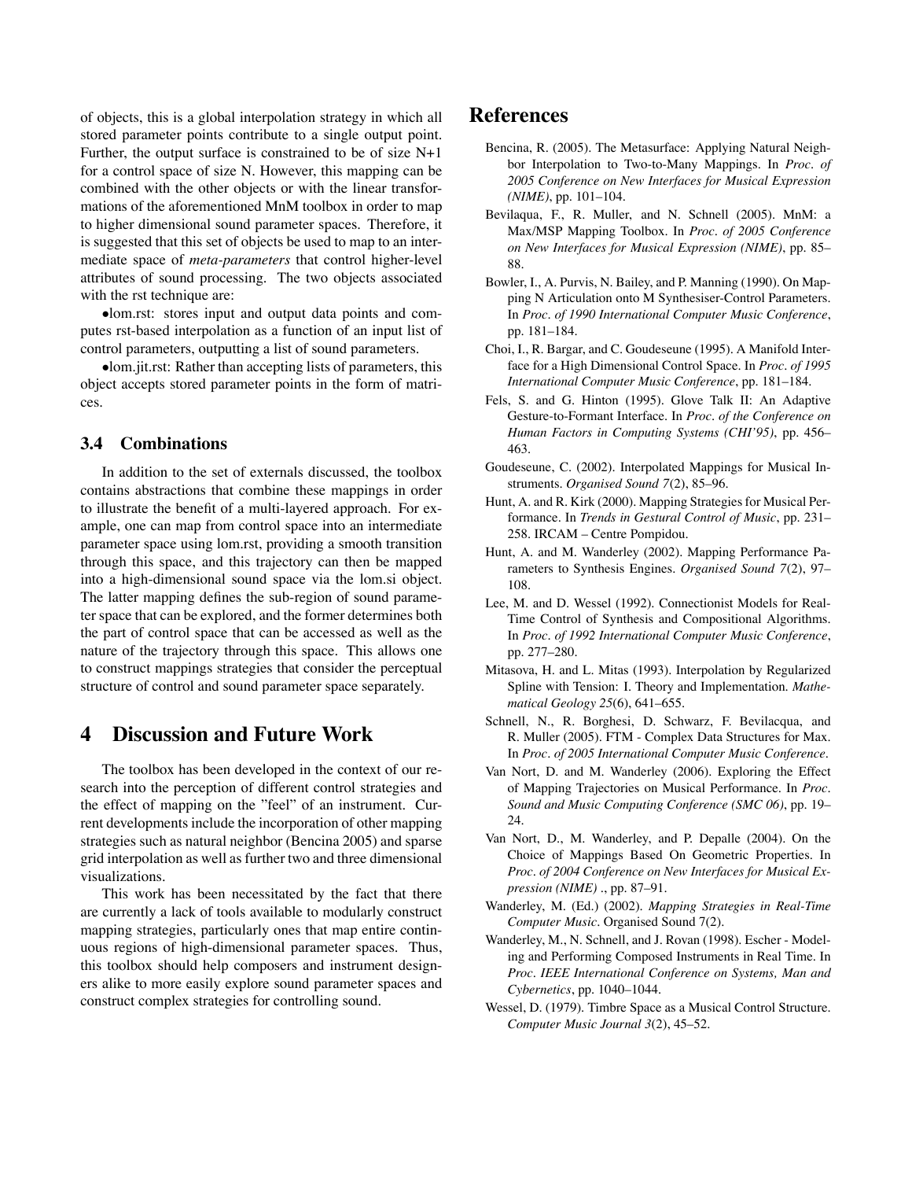of objects, this is a global interpolation strategy in which all stored parameter points contribute to a single output point. Further, the output surface is constrained to be of size N+1 for a control space of size N. However, this mapping can be combined with the other objects or with the linear transformations of the aforementioned MnM toolbox in order to map to higher dimensional sound parameter spaces. Therefore, it is suggested that this set of objects be used to map to an intermediate space of *meta-parameters* that control higher-level attributes of sound processing. The two objects associated with the rst technique are:

•lom.rst: stores input and output data points and computes rst-based interpolation as a function of an input list of control parameters, outputting a list of sound parameters.

•lom.jit.rst: Rather than accepting lists of parameters, this object accepts stored parameter points in the form of matrices.

### 3.4 Combinations

In addition to the set of externals discussed, the toolbox contains abstractions that combine these mappings in order to illustrate the benefit of a multi-layered approach. For example, one can map from control space into an intermediate parameter space using lom.rst, providing a smooth transition through this space, and this trajectory can then be mapped into a high-dimensional sound space via the lom.si object. The latter mapping defines the sub-region of sound parameter space that can be explored, and the former determines both the part of control space that can be accessed as well as the nature of the trajectory through this space. This allows one to construct mappings strategies that consider the perceptual structure of control and sound parameter space separately.

## 4 Discussion and Future Work

The toolbox has been developed in the context of our research into the perception of different control strategies and the effect of mapping on the "feel" of an instrument. Current developments include the incorporation of other mapping strategies such as natural neighbor (Bencina 2005) and sparse grid interpolation as well as further two and three dimensional visualizations.

This work has been necessitated by the fact that there are currently a lack of tools available to modularly construct mapping strategies, particularly ones that map entire continuous regions of high-dimensional parameter spaces. Thus, this toolbox should help composers and instrument designers alike to more easily explore sound parameter spaces and construct complex strategies for controlling sound.

## References

Bencina, R. (2005). The Metasurface: Applying Natural Neighbor Interpolation to Two-to-Many Mappings. In *Proc. of 2005 Conference on New Interfaces for Musical Expression (NIME)*, pp. 101–104.

Bevilaqua, F., R. Muller, and N. Schnell (2005). MnM: a Max/MSP Mapping Toolbox. In *Proc. of 2005 Conference on New Interfaces for Musical Expression (NIME)*, pp. 85–88.

Bowler, I., A. Purvis, N. Bailey, and P. Manning (1990). On Mapping N Articulation onto M Synthesiser-Control Parameters. In *Proc. of 1990 International Computer Music Conference*, pp. 181–184.

Choi, I., R. Bargar, and C. Goudeseune (1995). A Manifold Interface for a High Dimensional Control Space. In *Proc. of 1995 International Computer Music Conference*, pp. 181–184.

Fels, S. and G. Hinton (1995). Glove Talk II: An Adaptive Gesture-to-Formant Interface. In *Proc. of the Conference on Human Factors in Computing Systems (CHI'95)*, pp. 456–463.

Goudeseune, C. (2002). Interpolated Mappings for Musical Instruments. *Organised Sound 7*(2), 85–96.

Hunt, A. and R. Kirk (2000). Mapping Strategies for Musical Performance. In *Trends in Gestural Control of Music*, pp. 231–258. IRCAM – Centre Pompidou.

Hunt, A. and M. Wanderley (2002). Mapping Performance Parameters to Synthesis Engines. *Organised Sound 7*(2), 97–108.

Lee, M. and D. Wessel (1992). Connectionist Models for Real-Time Control of Synthesis and Compositional Algorithms. In *Proc. of 1992 International Computer Music Conference*, pp. 277–280.

Mitasova, H. and L. Mitas (1993). Interpolation by Regularized Spline with Tension: I. Theory and Implementation. *Mathematical Geology 25*(6), 641–655.

Schnell, N., R. Borghesi, D. Schwarz, F. Bevilacqua, and R. Muller (2005). FTM - Complex Data Structures for Max. In *Proc. of 2005 International Computer Music Conference*.

Van Nort, D. and M. Wanderley (2006). Exploring the Effect of Mapping Trajectories on Musical Performance. In *Proc. Sound and Music Computing Conference (SMC 06)*, pp. 19–24.

Van Nort, D., M. Wanderley, and P. Depalle (2004). On the Choice of Mappings Based On Geometric Properties. In *Proc. of 2004 Conference on New Interfaces for Musical Expression (NIME)* ., pp. 87–91.

Wanderley, M. (Ed.) (2002). *Mapping Strategies in Real-Time Computer Music*. Organised Sound 7(2).

Wanderley, M., N. Schnell, and J. Rovan (1998). Escher - Modeling and Performing Composed Instruments in Real Time. In *Proc. IEEE International Conference on Systems, Man and Cybernetics*, pp. 1040–1044.

Wessel, D. (1979). Timbre Space as a Musical Control Structure. *Computer Music Journal 3*(2), 45–52.